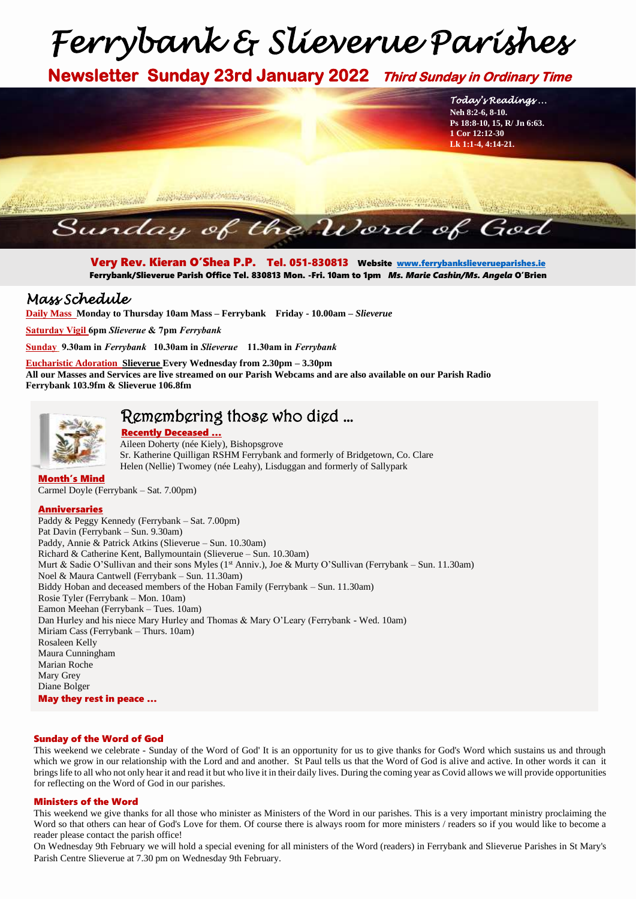# Ferrybank & Slieverue Parishes

## Newsletter Sunday 23rd January 2022 *Third Sunday in Ordinary Time*

*Today's Readings…*
**Neh 8:2-6, 8-10.**
**Ps 18:8-10, 15, R/ Jn 6:63.**
**1 Cor 12:12-30**
**Lk 1:1-4, 4:14-21.**

*Sunday of the Word of God*

**Very Rev. Kieran O'Shea P.P. Tel. 051-830813 Website www.ferrybankslieverueparishes.ie**
**Ferrybank/Slieverue Parish Office Tel. 830813 Mon. -Fri. 10am to 1pm *Ms. Marie Cashin/Ms. Angela* O'Brien**

## *Mass Schedule*

**Daily Mass Monday to Thursday 10am Mass – Ferrybank Friday - 10.00am – *Slieverue***

**Saturday Vigil 6pm *Slieverue* & 7pm *Ferrybank***

**Sunday 9.30am in *Ferrybank* 10.30am in *Slieverue* 11.30am in *Ferrybank***

**Eucharistic Adoration Slieverue Every Wednesday from 2.30pm – 3.30pm**
**All our Masses and Services are live streamed on our Parish Webcams and are also available on our Parish Radio Ferrybank 103.9fm & Slieverue 106.8fm**

## Remembering those who died …

**Recently Deceased …**
Aileen Doherty (née Kiely), Bishopsgrove
Sr. Katherine Quilligan RSHM Ferrybank and formerly of Bridgetown, Co. Clare
Helen (Nellie) Twomey (née Leahy), Lisduggan and formerly of Sallypark

**Month's Mind**
Carmel Doyle (Ferrybank – Sat. 7.00pm)

**Anniversaries**
Paddy & Peggy Kennedy (Ferrybank – Sat. 7.00pm)
Pat Davin (Ferrybank – Sun. 9.30am)
Paddy, Annie & Patrick Atkins (Slieverue – Sun. 10.30am)
Richard & Catherine Kent, Ballymountain (Slieverue – Sun. 10.30am)
Murt & Sadie O'Sullivan and their sons Myles (1st Anniv.), Joe & Murty O'Sullivan (Ferrybank – Sun. 11.30am)
Noel & Maura Cantwell (Ferrybank – Sun. 11.30am)
Biddy Hoban and deceased members of the Hoban Family (Ferrybank – Sun. 11.30am)
Rosie Tyler (Ferrybank – Mon. 10am)
Eamon Meehan (Ferrybank – Tues. 10am)
Dan Hurley and his niece Mary Hurley and Thomas & Mary O'Leary (Ferrybank - Wed. 10am)
Miriam Cass (Ferrybank – Thurs. 10am)
Rosaleen Kelly
Maura Cunningham
Marian Roche
Mary Grey
Diane Bolger
**May they rest in peace …**

### Sunday of the Word of God

This weekend we celebrate - Sunday of the Word of God' It is an opportunity for us to give thanks for God's Word which sustains us and through which we grow in our relationship with the Lord and and another. St Paul tells us that the Word of God is alive and active. In other words it can it brings life to all who not only hear it and read it but who live it in their daily lives. During the coming year as Covid allows we will provide opportunities for reflecting on the Word of God in our parishes.

### Ministers of the Word

This weekend we give thanks for all those who minister as Ministers of the Word in our parishes. This is a very important ministry proclaiming the Word so that others can hear of God's Love for them. Of course there is always room for more ministers / readers so if you would like to become a reader please contact the parish office!

On Wednesday 9th February we will hold a special evening for all ministers of the Word (readers) in Ferrybank and Slieverue Parishes in St Mary's Parish Centre Slieverue at 7.30 pm on Wednesday 9th February.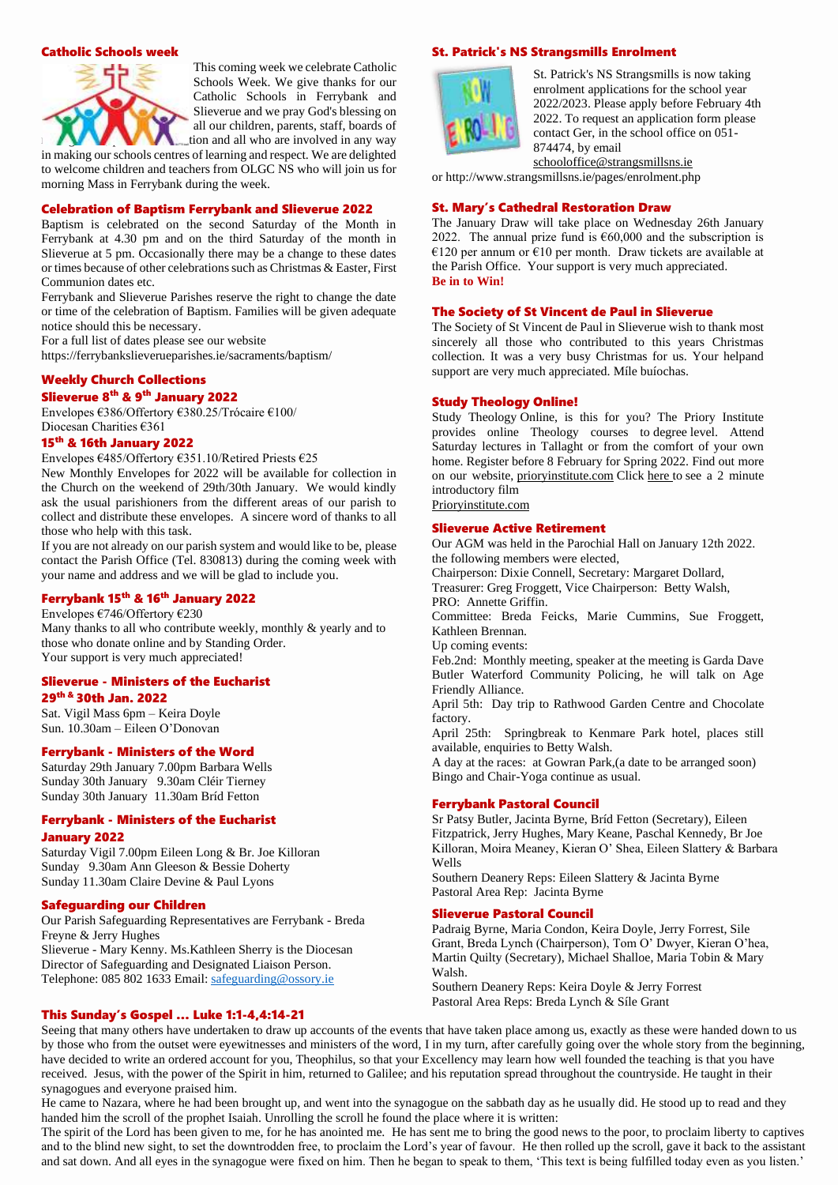## Catholic Schools week

This coming week we celebrate Catholic Schools Week. We give thanks for our Catholic Schools in Ferrybank and Slieverue and we pray God's blessing on all our children, parents, staff, boards of management and all who are involved in any way in making our schools centres of learning and respect. We are delighted to welcome children and teachers from OLGC NS who will join us for morning Mass in Ferrybank during the week.

## Celebration of Baptism Ferrybank and Slieverue 2022

Baptism is celebrated on the second Saturday of the Month in Ferrybank at 4.30 pm and on the third Saturday of the month in Slieverue at 5 pm. Occasionally there may be a change to these dates or times because of other celebrations such as Christmas & Easter, First Communion dates etc.

Ferrybank and Slieverue Parishes reserve the right to change the date or time of the celebration of Baptism. Families will be given adequate notice should this be necessary.

For a full list of dates please see our website
https://ferrybankslieverueparishes.ie/sacraments/baptism/

## Weekly Church Collections

### Slieverue 8th & 9th January 2022

Envelopes €386/Offertory €380.25/Trócaire €100/
Diocesan Charities €361

### 15th & 16th January 2022

Envelopes €485/Offertory €351.10/Retired Priests €25

New Monthly Envelopes for 2022 will be available for collection in the Church on the weekend of 29th/30th January. We would kindly ask the usual parishioners from the different areas of our parish to collect and distribute these envelopes. A sincere word of thanks to all those who help with this task.

If you are not already on our parish system and would like to be, please contact the Parish Office (Tel. 830813) during the coming week with your name and address and we will be glad to include you.

### Ferrybank 15th & 16th January 2022

Envelopes €746/Offertory €230

Many thanks to all who contribute weekly, monthly & yearly and to those who donate online and by Standing Order.
Your support is very much appreciated!

## Slieverue - Ministers of the Eucharist 29th & 30th Jan. 2022

Sat. Vigil Mass 6pm – Keira Doyle
Sun. 10.30am – Eileen O'Donovan

## Ferrybank - Ministers of the Word

Saturday 29th January 7.00pm Barbara Wells
Sunday 30th January 9.30am Cléir Tierney
Sunday 30th January 11.30am Bríd Fetton

## Ferrybank - Ministers of the Eucharist January 2022

Saturday Vigil 7.00pm Eileen Long & Br. Joe Killoran
Sunday 9.30am Ann Gleeson & Bessie Doherty
Sunday 11.30am Claire Devine & Paul Lyons

## Safeguarding our Children

Our Parish Safeguarding Representatives are Ferrybank - Breda Freyne & Jerry Hughes
Slieverue - Mary Kenny. Ms.Kathleen Sherry is the Diocesan Director of Safeguarding and Designated Liaison Person.
Telephone: 085 802 1633 Email: safeguarding@ossory.ie

## St. Patrick's NS Strangsmills Enrolment

St. Patrick's NS Strangsmills is now taking enrolment applications for the school year 2022/2023. Please apply before February 4th 2022. To request an application form please contact Ger, in the school office on 051-874474, by email schooloffice@strangsmillsns.ie
or http://www.strangsmillsns.ie/pages/enrolment.php

## St. Mary's Cathedral Restoration Draw

The January Draw will take place on Wednesday 26th January 2022. The annual prize fund is €60,000 and the subscription is €120 per annum or €10 per month. Draw tickets are available at the Parish Office. Your support is very much appreciated.
**Be in to Win!**

## The Society of St Vincent de Paul in Slieverue

The Society of St Vincent de Paul in Slieverue wish to thank most sincerely all those who contributed to this years Christmas collection. It was a very busy Christmas for us. Your helpand support are very much appreciated. Míle buíochas.

## Study Theology Online!

Study Theology Online, is this for you? The Priory Institute provides online Theology courses to degree level. Attend Saturday lectures in Tallaght or from the comfort of your own home. Register before 8 February for Spring 2022. Find out more on our website, prioryinstitute.com Click here to see a 2 minute introductory film
Prioryinstitute.com

## Slieverue Active Retirement

Our AGM was held in the Parochial Hall on January 12th 2022. the following members were elected,
Chairperson: Dixie Connell, Secretary: Margaret Dollard,
Treasurer: Greg Froggett, Vice Chairperson: Betty Walsh,
PRO: Annette Griffin.
Committee: Breda Feicks, Marie Cummins, Sue Froggett, Kathleen Brennan.
Up coming events:
Feb.2nd: Monthly meeting, speaker at the meeting is Garda Dave Butler Waterford Community Policing, he will talk on Age Friendly Alliance.
April 5th: Day trip to Rathwood Garden Centre and Chocolate factory.
April 25th: Springbreak to Kenmare Park hotel, places still available, enquiries to Betty Walsh.
A day at the races: at Gowran Park,(a date to be arranged soon)
Bingo and Chair-Yoga continue as usual.

## Ferrybank Pastoral Council

Sr Patsy Butler, Jacinta Byrne, Bríd Fetton (Secretary), Eileen Fitzpatrick, Jerry Hughes, Mary Keane, Paschal Kennedy, Br Joe Killoran, Moira Meaney, Kieran O' Shea, Eileen Slattery & Barbara Wells
Southern Deanery Reps: Eileen Slattery & Jacinta Byrne
Pastoral Area Rep: Jacinta Byrne

## Slieverue Pastoral Council

Padraig Byrne, Maria Condon, Keira Doyle, Jerry Forrest, Sile Grant, Breda Lynch (Chairperson), Tom O' Dwyer, Kieran O'hea, Martin Quilty (Secretary), Michael Shalloe, Maria Tobin & Mary Walsh.
Southern Deanery Reps: Keira Doyle & Jerry Forrest
Pastoral Area Reps: Breda Lynch & Síle Grant

## This Sunday's Gospel … Luke 1:1-4,4:14-21

Seeing that many others have undertaken to draw up accounts of the events that have taken place among us, exactly as these were handed down to us by those who from the outset were eyewitnesses and ministers of the word, I in my turn, after carefully going over the whole story from the beginning, have decided to write an ordered account for you, Theophilus, so that your Excellency may learn how well founded the teaching is that you have received. Jesus, with the power of the Spirit in him, returned to Galilee; and his reputation spread throughout the countryside. He taught in their synagogues and everyone praised him.

He came to Nazara, where he had been brought up, and went into the synagogue on the sabbath day as he usually did. He stood up to read and they handed him the scroll of the prophet Isaiah. Unrolling the scroll he found the place where it is written:

The spirit of the Lord has been given to me, for he has anointed me. He has sent me to bring the good news to the poor, to proclaim liberty to captives and to the blind new sight, to set the downtrodden free, to proclaim the Lord's year of favour. He then rolled up the scroll, gave it back to the assistant and sat down. And all eyes in the synagogue were fixed on him. Then he began to speak to them, 'This text is being fulfilled today even as you listen.'